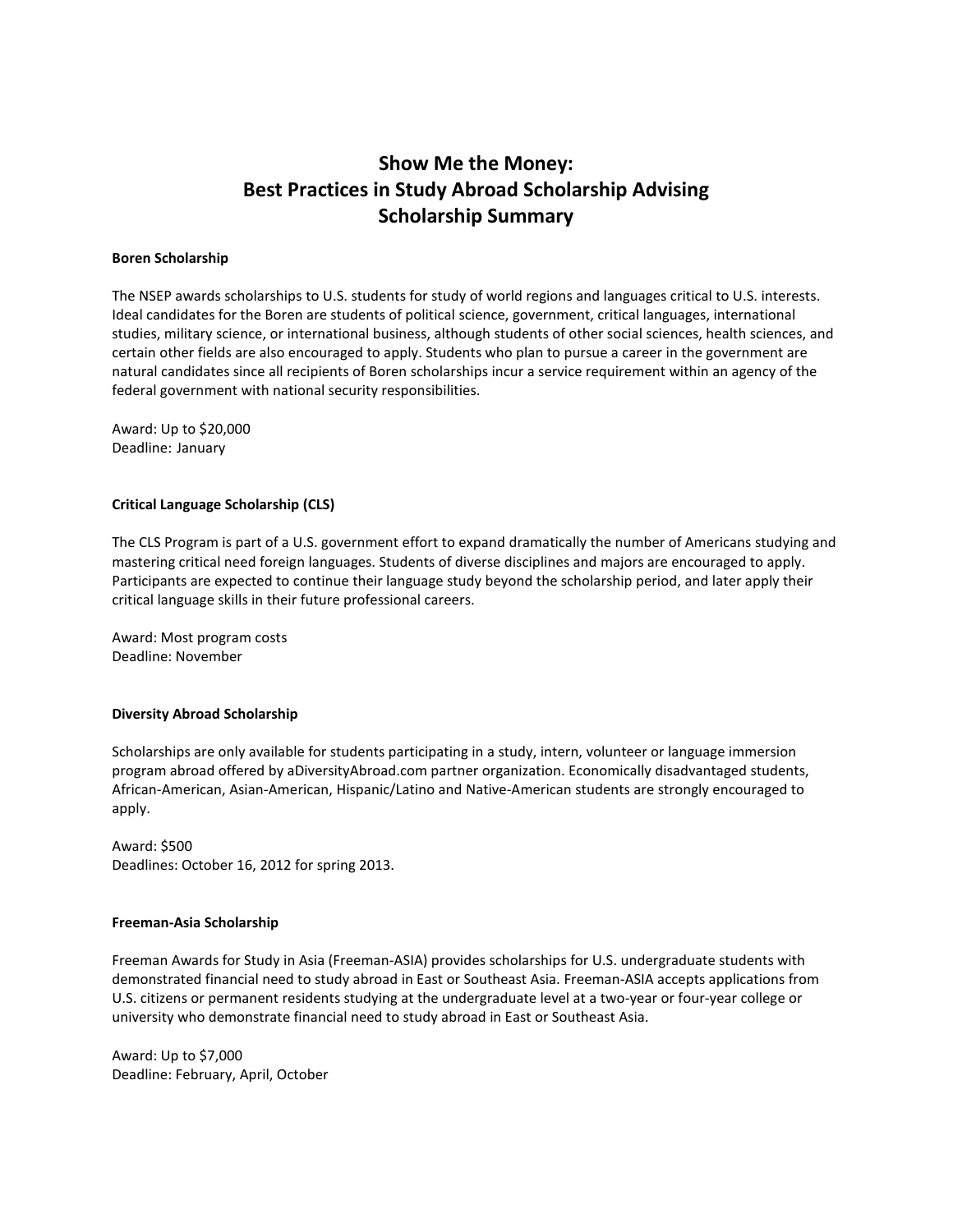# Show Me the Money:
# Best Practices in Study Abroad Scholarship Advising
# Scholarship Summary

**Boren Scholarship**

The NSEP awards scholarships to U.S. students for study of world regions and languages critical to U.S. interests. Ideal candidates for the Boren are students of political science, government, critical languages, international studies, military science, or international business, although students of other social sciences, health sciences, and certain other fields are also encouraged to apply. Students who plan to pursue a career in the government are natural candidates since all recipients of Boren scholarships incur a service requirement within an agency of the federal government with national security responsibilities.

Award: Up to $20,000
Deadline: January

**Critical Language Scholarship (CLS)**

The CLS Program is part of a U.S. government effort to expand dramatically the number of Americans studying and mastering critical need foreign languages. Students of diverse disciplines and majors are encouraged to apply. Participants are expected to continue their language study beyond the scholarship period, and later apply their critical language skills in their future professional careers.

Award: Most program costs
Deadline: November

**Diversity Abroad Scholarship**

Scholarships are only available for students participating in a study, intern, volunteer or language immersion program abroad offered by aDiversityAbroad.com partner organization. Economically disadvantaged students, African-American, Asian-American, Hispanic/Latino and Native-American students are strongly encouraged to apply.

Award: $500
Deadlines: October 16, 2012 for spring 2013.

**Freeman-Asia Scholarship**

Freeman Awards for Study in Asia (Freeman-ASIA) provides scholarships for U.S. undergraduate students with demonstrated financial need to study abroad in East or Southeast Asia. Freeman-ASIA accepts applications from U.S. citizens or permanent residents studying at the undergraduate level at a two-year or four-year college or university who demonstrate financial need to study abroad in East or Southeast Asia.

Award: Up to $7,000
Deadline: February, April, October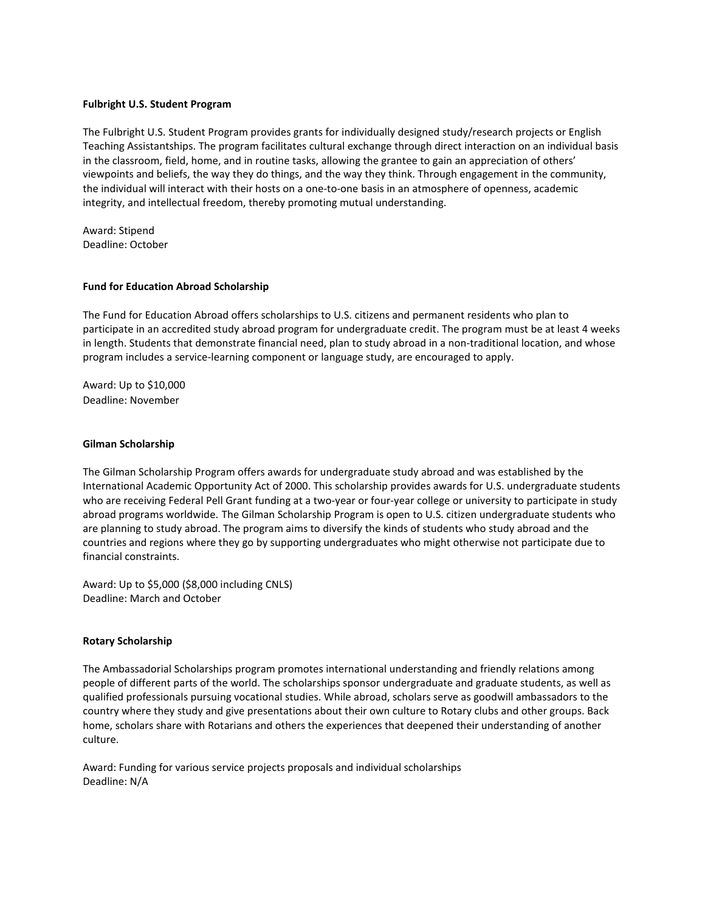**Fulbright U.S. Student Program**

The Fulbright U.S. Student Program provides grants for individually designed study/research projects or English Teaching Assistantships. The program facilitates cultural exchange through direct interaction on an individual basis in the classroom, field, home, and in routine tasks, allowing the grantee to gain an appreciation of others' viewpoints and beliefs, the way they do things, and the way they think. Through engagement in the community, the individual will interact with their hosts on a one-to-one basis in an atmosphere of openness, academic integrity, and intellectual freedom, thereby promoting mutual understanding.

Award: Stipend
Deadline: October

**Fund for Education Abroad Scholarship**

The Fund for Education Abroad offers scholarships to U.S. citizens and permanent residents who plan to participate in an accredited study abroad program for undergraduate credit. The program must be at least 4 weeks in length. Students that demonstrate financial need, plan to study abroad in a non-traditional location, and whose program includes a service-learning component or language study, are encouraged to apply.

Award: Up to $10,000
Deadline: November

**Gilman Scholarship**

The Gilman Scholarship Program offers awards for undergraduate study abroad and was established by the International Academic Opportunity Act of 2000. This scholarship provides awards for U.S. undergraduate students who are receiving Federal Pell Grant funding at a two-year or four-year college or university to participate in study abroad programs worldwide. The Gilman Scholarship Program is open to U.S. citizen undergraduate students who are planning to study abroad. The program aims to diversify the kinds of students who study abroad and the countries and regions where they go by supporting undergraduates who might otherwise not participate due to financial constraints.

Award: Up to $5,000 ($8,000 including CNLS)
Deadline: March and October

**Rotary Scholarship**

The Ambassadorial Scholarships program promotes international understanding and friendly relations among people of different parts of the world. The scholarships sponsor undergraduate and graduate students, as well as qualified professionals pursuing vocational studies. While abroad, scholars serve as goodwill ambassadors to the country where they study and give presentations about their own culture to Rotary clubs and other groups. Back home, scholars share with Rotarians and others the experiences that deepened their understanding of another culture.

Award: Funding for various service projects proposals and individual scholarships
Deadline: N/A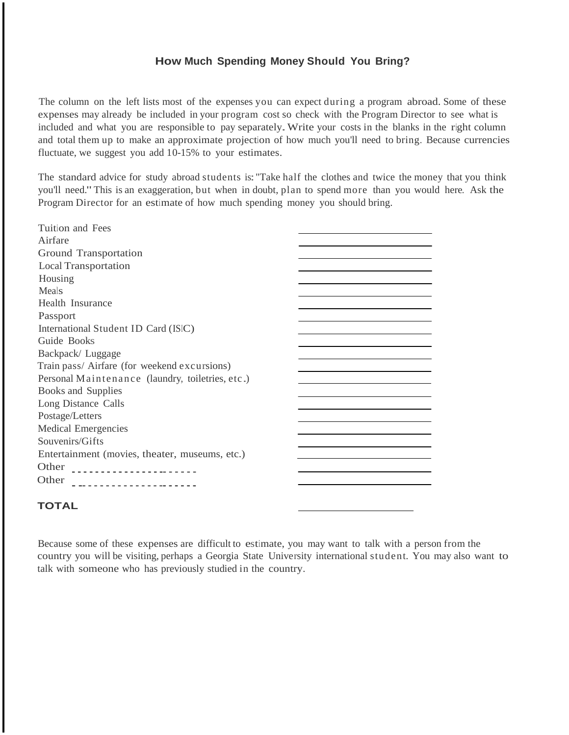## How Much Spending Money Should You Bring?

The column on the left lists most of the expenses you can expect during a program abroad. Some of these expenses may already be included in your program cost so check with the Program Director to see what is included and what you are responsible to pay separately. Write your costs in the blanks in the right column and total them up to make an approximate projection of how much you'll need to bring. Because currencies fluctuate, we suggest you add 10-15% to your estimates.

The standard advice for study abroad students is: "Take half the clothes and twice the money that you think you'll need." This is an exaggeration, but when in doubt, plan to spend more than you would here. Ask the Program Director for an estimate of how much spending money you should bring.

| Expense | Cost |
|---|---|
| Tuition and Fees | ______________ |
| Airfare | ______________ |
| Ground Transportation | ______________ |
| Local Transportation | ______________ |
| Housing | ______________ |
| Meals | ______________ |
| Health Insurance | ______________ |
| Passport | ______________ |
| International Student ID Card (ISIC) | ______________ |
| Guide Books | ______________ |
| Backpack/ Luggage | ______________ |
| Train pass/ Airfare (for weekend excursions) | ______________ |
| Personal Maintenance (laundry, toiletries, etc.) | ______________ |
| Books and Supplies | ______________ |
| Long Distance Calls | ______________ |
| Postage/Letters | ______________ |
| Medical Emergencies | ______________ |
| Souvenirs/Gifts | ______________ |
| Entertainment (movies, theater, museums, etc.) | ______________ |
| Other ---------------------- | ______________ |
| Other ---------------------- | ______________ |
| **TOTAL** | ______________ |

Because some of these expenses are difficult to estimate, you may want to talk with a person from the country you will be visiting, perhaps a Georgia State University international student. You may also want to talk with someone who has previously studied in the country.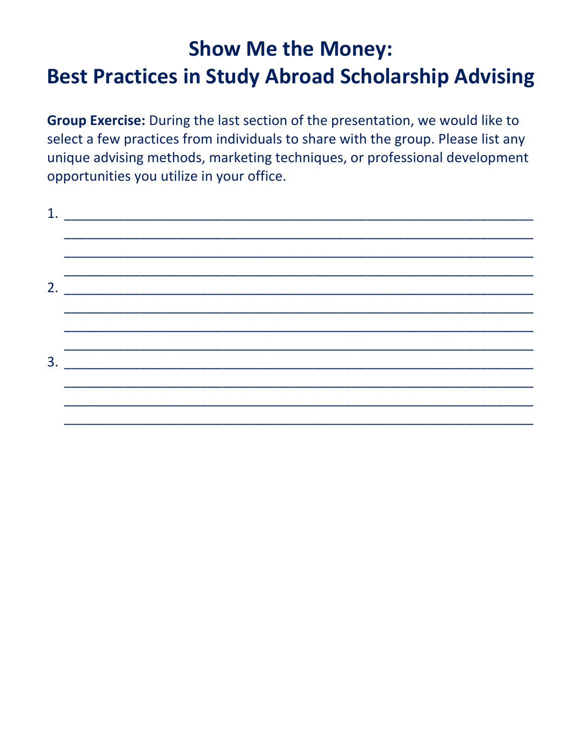# Show Me the Money:
# Best Practices in Study Abroad Scholarship Advising

**Group Exercise:** During the last section of the presentation, we would like to select a few practices from individuals to share with the group. Please list any unique advising methods, marketing techniques, or professional development opportunities you utilize in your office.

1. ____________________________________________________________
   ____________________________________________________________
   ____________________________________________________________
   ____________________________________________________________
2. ____________________________________________________________
   ____________________________________________________________
   ____________________________________________________________
   ____________________________________________________________
3. ____________________________________________________________
   ____________________________________________________________
   ____________________________________________________________
   ____________________________________________________________